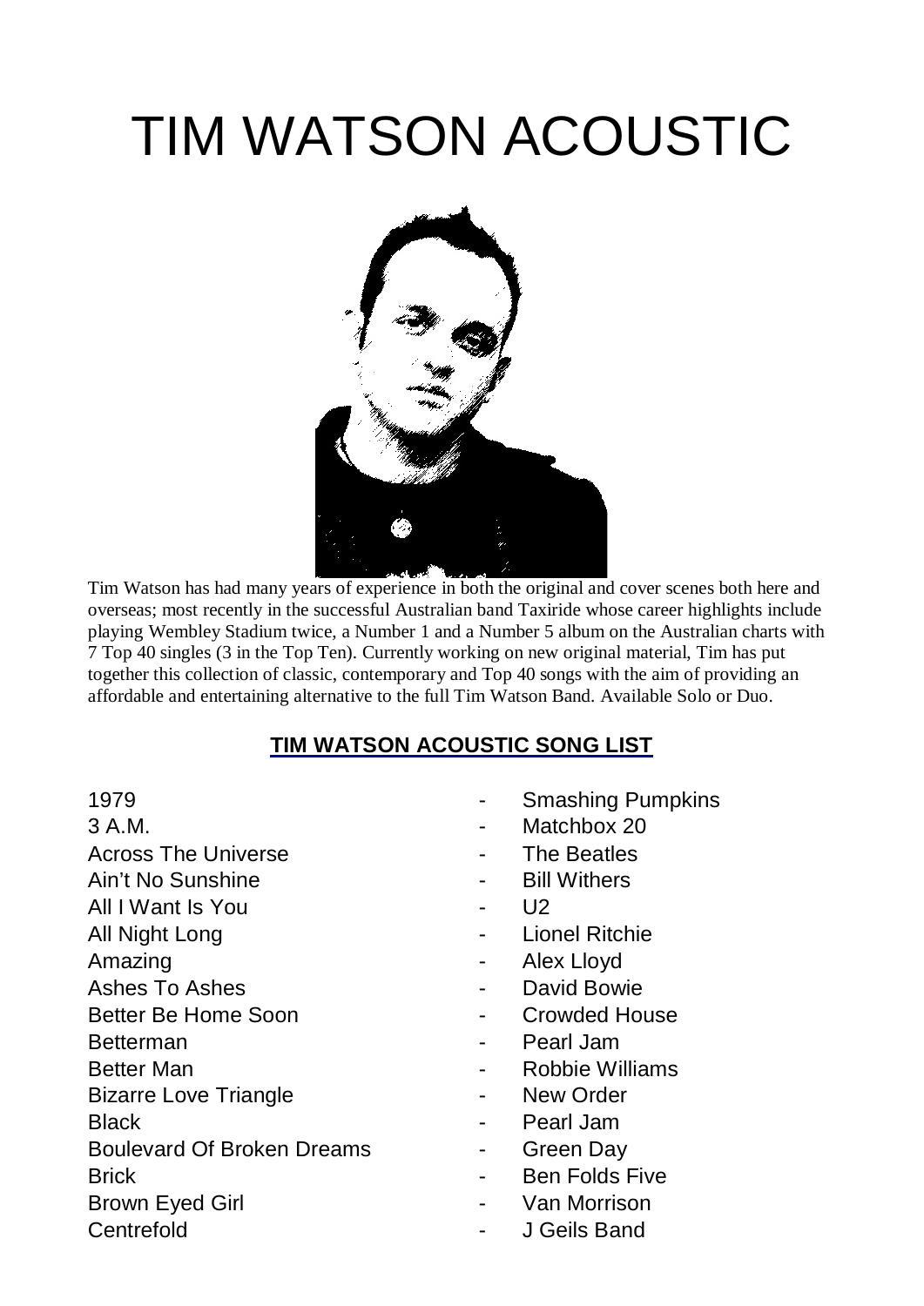# TIM WATSON ACOUSTIC

Tim Watson has had many years of experience in both the original and cover scenes both here and overseas; most recently in the successful Australian band Taxiride whose career highlights include playing Wembley Stadium twice, a Number 1 and a Number 5 album on the Australian charts with 7 Top 40 singles (3 in the Top Ten). Currently working on new original material, Tim has put together this collection of classic, contemporary and Top 40 songs with the aim of providing an affordable and entertaining alternative to the full Tim Watson Band. Available Solo or Duo.

## TIM WATSON ACOUSTIC SONG LIST

| Song | | Artist |
|---|---|---|
| 1979 | - | Smashing Pumpkins |
| 3 A.M. | - | Matchbox 20 |
| Across The Universe | - | The Beatles |
| Ain't No Sunshine | - | Bill Withers |
| All I Want Is You | - | U2 |
| All Night Long | - | Lionel Ritchie |
| Amazing | - | Alex Lloyd |
| Ashes To Ashes | - | David Bowie |
| Better Be Home Soon | - | Crowded House |
| Betterman | - | Pearl Jam |
| Better Man | - | Robbie Williams |
| Bizarre Love Triangle | - | New Order |
| Black | - | Pearl Jam |
| Boulevard Of Broken Dreams | - | Green Day |
| Brick | - | Ben Folds Five |
| Brown Eyed Girl | - | Van Morrison |
| Centrefold | - | J Geils Band |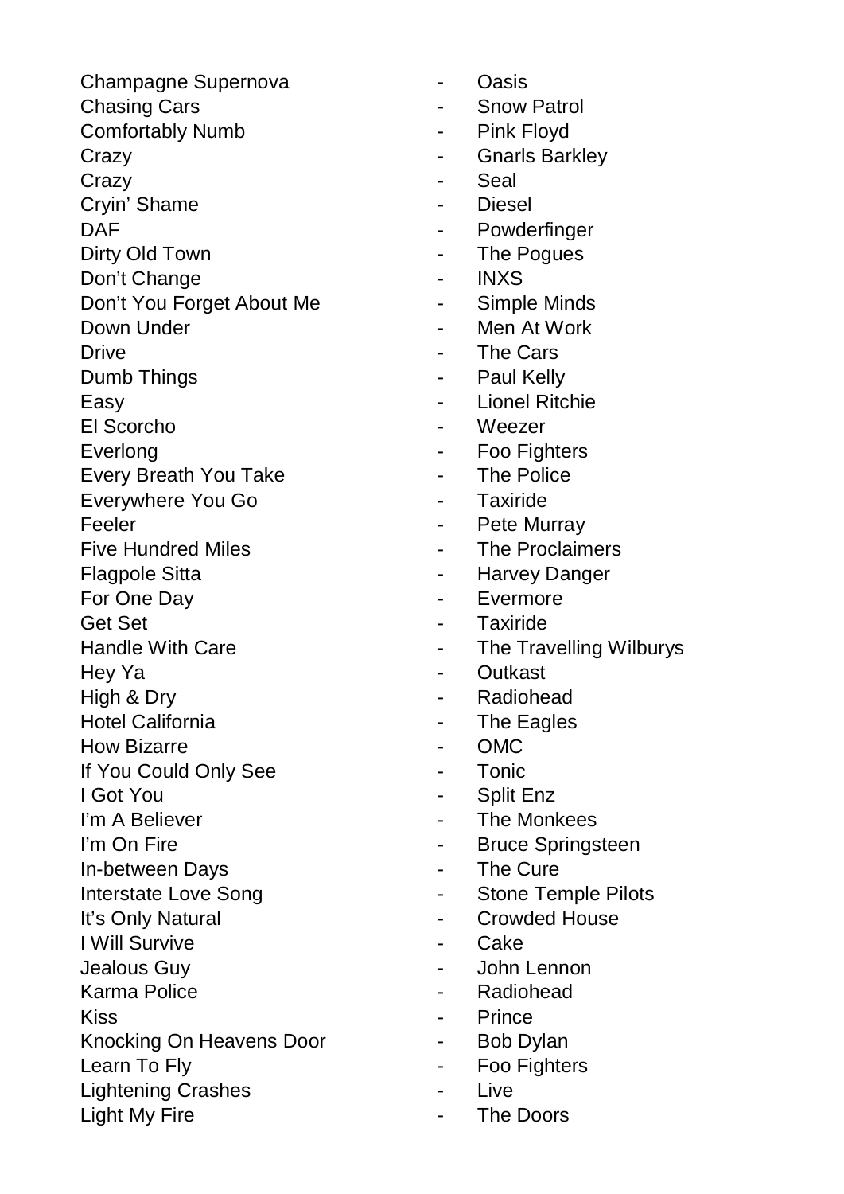Champagne Supernova - Oasis
Chasing Cars - Snow Patrol
Comfortably Numb - Pink Floyd
Crazy - Gnarls Barkley
Crazy - Seal
Cryin' Shame - Diesel
DAF - Powderfinger
Dirty Old Town - The Pogues
Don't Change - INXS
Don't You Forget About Me - Simple Minds
Down Under - Men At Work
Drive - The Cars
Dumb Things - Paul Kelly
Easy - Lionel Ritchie
El Scorcho - Weezer
Everlong - Foo Fighters
Every Breath You Take - The Police
Everywhere You Go - Taxiride
Feeler - Pete Murray
Five Hundred Miles - The Proclaimers
Flagpole Sitta - Harvey Danger
For One Day - Evermore
Get Set - Taxiride
Handle With Care - The Travelling Wilburys
Hey Ya - Outkast
High & Dry - Radiohead
Hotel California - The Eagles
How Bizarre - OMC
If You Could Only See - Tonic
I Got You - Split Enz
I'm A Believer - The Monkees
I'm On Fire - Bruce Springsteen
In-between Days - The Cure
Interstate Love Song - Stone Temple Pilots
It's Only Natural - Crowded House
I Will Survive - Cake
Jealous Guy - John Lennon
Karma Police - Radiohead
Kiss - Prince
Knocking On Heavens Door - Bob Dylan
Learn To Fly - Foo Fighters
Lightening Crashes - Live
Light My Fire - The Doors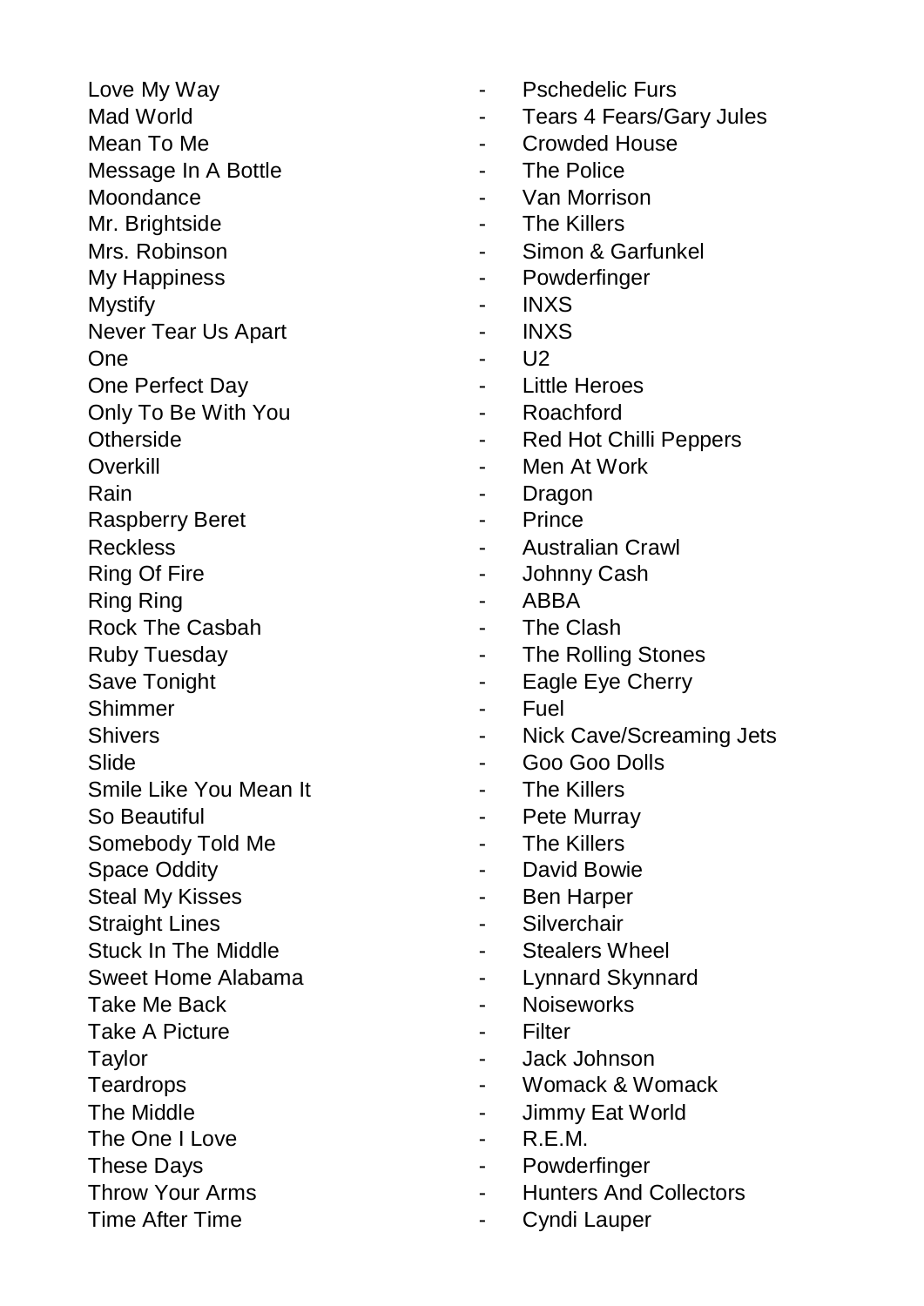Love My Way - Pschedelic Furs
Mad World - Tears 4 Fears/Gary Jules
Mean To Me - Crowded House
Message In A Bottle - The Police
Moondance - Van Morrison
Mr. Brightside - The Killers
Mrs. Robinson - Simon & Garfunkel
My Happiness - Powderfinger
Mystify - INXS
Never Tear Us Apart - INXS
One - U2
One Perfect Day - Little Heroes
Only To Be With You - Roachford
Otherside - Red Hot Chilli Peppers
Overkill - Men At Work
Rain - Dragon
Raspberry Beret - Prince
Reckless - Australian Crawl
Ring Of Fire - Johnny Cash
Ring Ring - ABBA
Rock The Casbah - The Clash
Ruby Tuesday - The Rolling Stones
Save Tonight - Eagle Eye Cherry
Shimmer - Fuel
Shivers - Nick Cave/Screaming Jets
Slide - Goo Goo Dolls
Smile Like You Mean It - The Killers
So Beautiful - Pete Murray
Somebody Told Me - The Killers
Space Oddity - David Bowie
Steal My Kisses - Ben Harper
Straight Lines - Silverchair
Stuck In The Middle - Stealers Wheel
Sweet Home Alabama - Lynnard Skynnard
Take Me Back - Noiseworks
Take A Picture - Filter
Taylor - Jack Johnson
Teardrops - Womack & Womack
The Middle - Jimmy Eat World
The One I Love - R.E.M.
These Days - Powderfinger
Throw Your Arms - Hunters And Collectors
Time After Time - Cyndi Lauper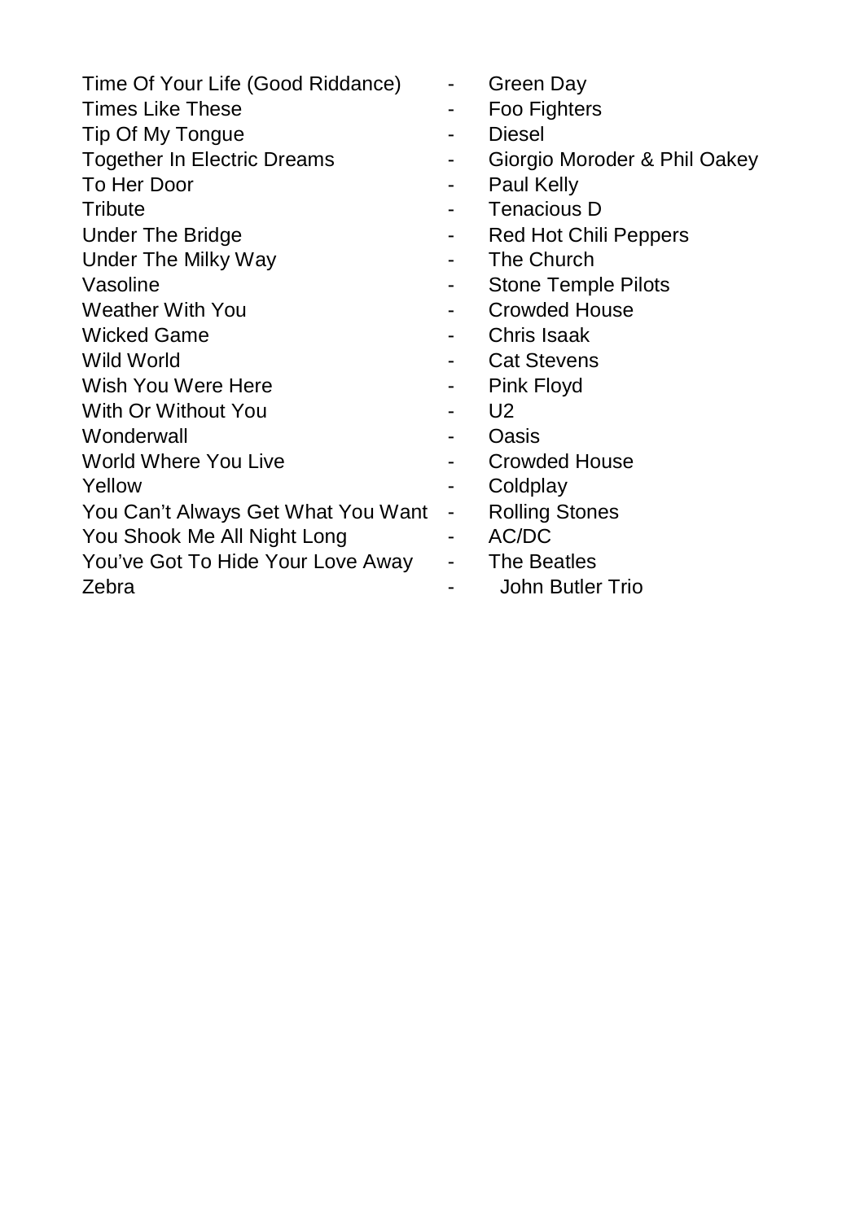Time Of Your Life (Good Riddance) - Green Day
Times Like These - Foo Fighters
Tip Of My Tongue - Diesel
Together In Electric Dreams - Giorgio Moroder & Phil Oakey
To Her Door - Paul Kelly
Tribute - Tenacious D
Under The Bridge - Red Hot Chili Peppers
Under The Milky Way - The Church
Vasoline - Stone Temple Pilots
Weather With You - Crowded House
Wicked Game - Chris Isaak
Wild World - Cat Stevens
Wish You Were Here - Pink Floyd
With Or Without You - U2
Wonderwall - Oasis
World Where You Live - Crowded House
Yellow - Coldplay
You Can't Always Get What You Want - Rolling Stones
You Shook Me All Night Long - AC/DC
You've Got To Hide Your Love Away - The Beatles
Zebra - John Butler Trio